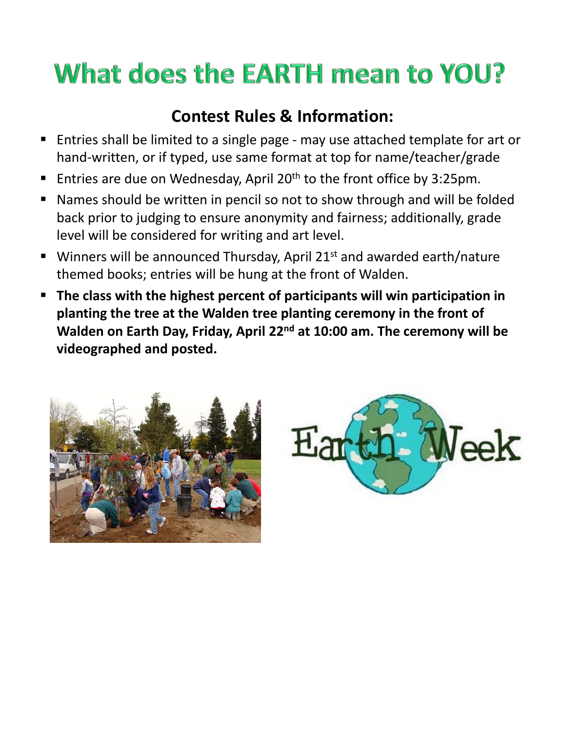# What does the EARTH mean to YOU?

## Contest Rules & Information:

- Entries shall be limited to a single page - may use attached template for art or hand-written, or if typed, use same format at top for name/teacher/grade
- Entries are due on Wednesday, April 20th to the front office by 3:25pm.
- Names should be written in pencil so not to show through and will be folded back prior to judging to ensure anonymity and fairness; additionally, grade level will be considered for writing and art level.
- Winners will be announced Thursday, April 21st and awarded earth/nature themed books; entries will be hung at the front of Walden.
- **The class with the highest percent of participants will win participation in planting the tree at the Walden tree planting ceremony in the front of Walden on Earth Day, Friday, April 22nd at 10:00 am. The ceremony will be videographed and posted.**

Earth Week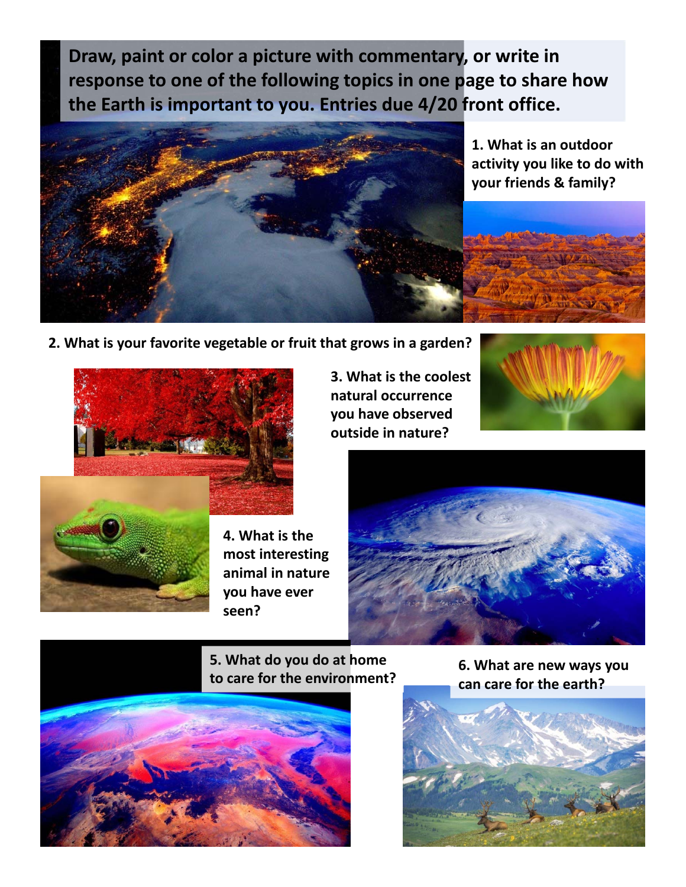**Draw, paint or color a picture with commentary, or write in response to one of the following topics in one page to share how the Earth is important to you. Entries due 4/20 front office.**

**1. What is an outdoor activity you like to do with your friends & family?**

**2. What is your favorite vegetable or fruit that grows in a garden?**

**3. What is the coolest natural occurrence you have observed outside in nature?**

**4. What is the most interesting animal in nature you have ever seen?**

**5. What do you do at home to care for the environment?**

**6. What are new ways you can care for the earth?**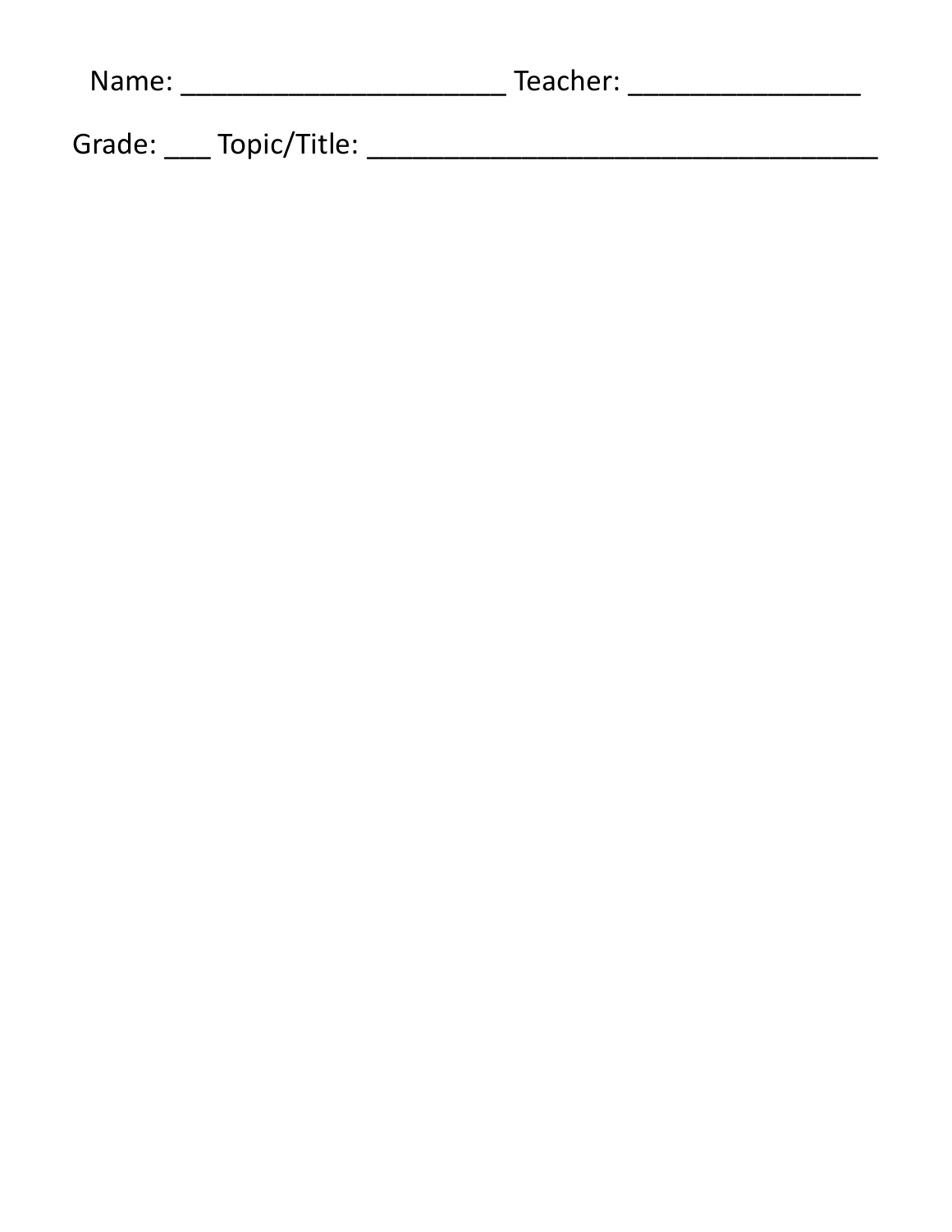Name: ______________________ Teacher: ________________

Grade: ___ Topic/Title: ___________________________________